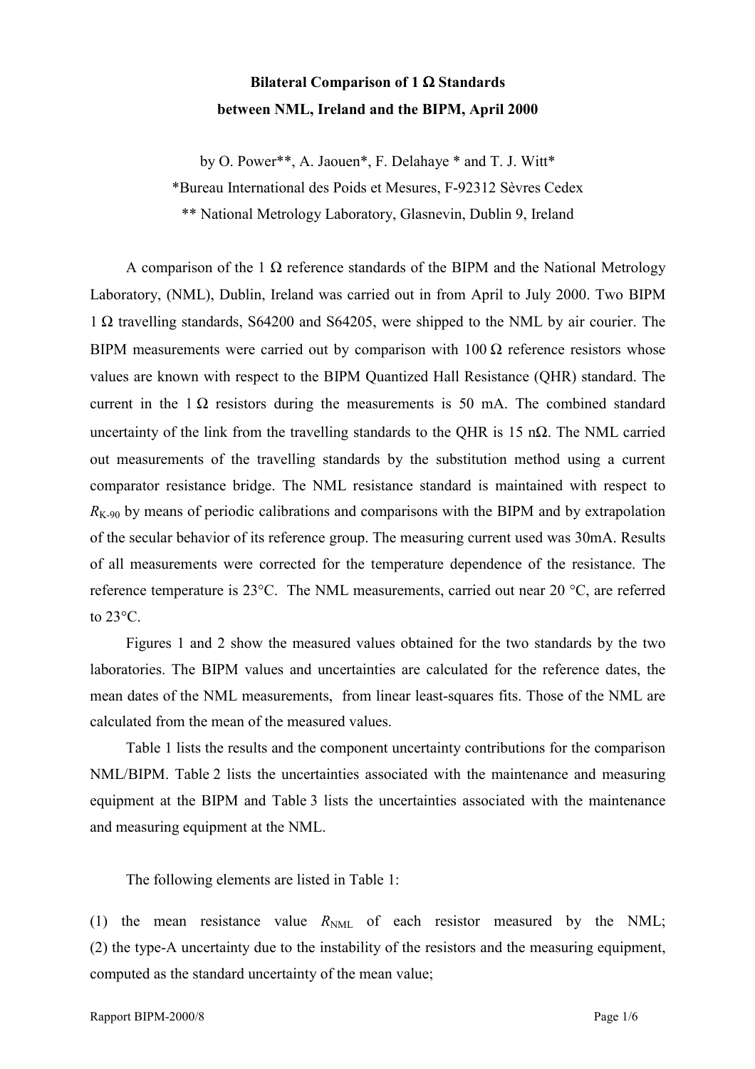**Bilateral Comparison of 1 Ω Standards**
**between NML, Ireland and the BIPM, April 2000**

by O. Power**, A. Jaouen*, F. Delahaye * and T. J. Witt*
*Bureau International des Poids et Mesures, F-92312 Sèvres Cedex
** National Metrology Laboratory, Glasnevin, Dublin 9, Ireland

A comparison of the 1 Ω reference standards of the BIPM and the National Metrology Laboratory, (NML), Dublin, Ireland was carried out in from April to July 2000. Two BIPM 1 Ω travelling standards, S64200 and S64205, were shipped to the NML by air courier. The BIPM measurements were carried out by comparison with 100 Ω reference resistors whose values are known with respect to the BIPM Quantized Hall Resistance (QHR) standard. The current in the 1 Ω resistors during the measurements is 50 mA. The combined standard uncertainty of the link from the travelling standards to the QHR is 15 nΩ. The NML carried out measurements of the travelling standards by the substitution method using a current comparator resistance bridge. The NML resistance standard is maintained with respect to $R_{K-90}$ by means of periodic calibrations and comparisons with the BIPM and by extrapolation of the secular behavior of its reference group. The measuring current used was 30mA. Results of all measurements were corrected for the temperature dependence of the resistance. The reference temperature is 23°C. The NML measurements, carried out near 20 °C, are referred to 23°C.

Figures 1 and 2 show the measured values obtained for the two standards by the two laboratories. The BIPM values and uncertainties are calculated for the reference dates, the mean dates of the NML measurements, from linear least-squares fits. Those of the NML are calculated from the mean of the measured values.

Table 1 lists the results and the component uncertainty contributions for the comparison NML/BIPM. Table 2 lists the uncertainties associated with the maintenance and measuring equipment at the BIPM and Table 3 lists the uncertainties associated with the maintenance and measuring equipment at the NML.

The following elements are listed in Table 1:

(1) the mean resistance value $R_{NML}$ of each resistor measured by the NML;
(2) the type-A uncertainty due to the instability of the resistors and the measuring equipment, computed as the standard uncertainty of the mean value;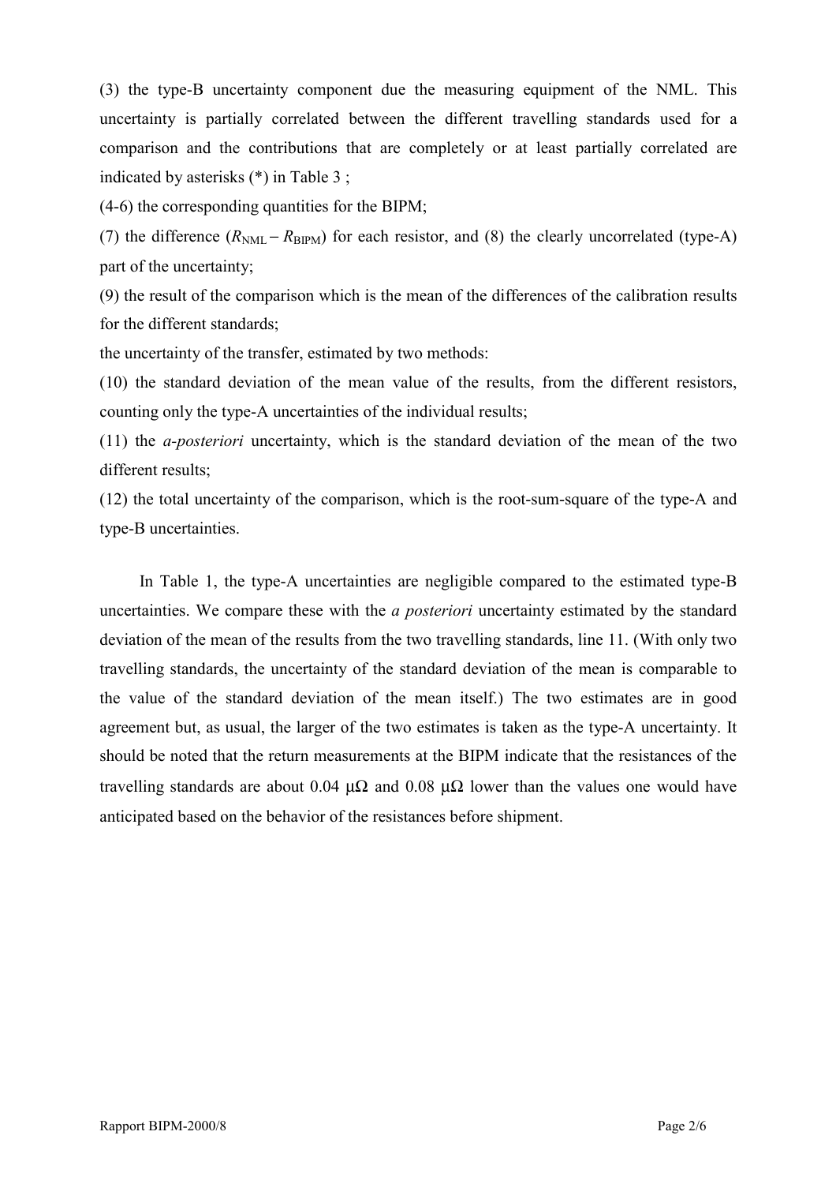(3) the type-B uncertainty component due the measuring equipment of the NML. This uncertainty is partially correlated between the different travelling standards used for a comparison and the contributions that are completely or at least partially correlated are indicated by asterisks (*) in Table 3 ;

(4-6) the corresponding quantities for the BIPM;

(7) the difference ($R_{\mathrm{NML}} - R_{\mathrm{BIPM}}$) for each resistor, and (8) the clearly uncorrelated (type-A) part of the uncertainty;

(9) the result of the comparison which is the mean of the differences of the calibration results for the different standards;

the uncertainty of the transfer, estimated by two methods:

(10) the standard deviation of the mean value of the results, from the different resistors, counting only the type-A uncertainties of the individual results;

(11) the *a-posteriori* uncertainty, which is the standard deviation of the mean of the two different results;

(12) the total uncertainty of the comparison, which is the root-sum-square of the type-A and type-B uncertainties.

In Table 1, the type-A uncertainties are negligible compared to the estimated type-B uncertainties. We compare these with the *a posteriori* uncertainty estimated by the standard deviation of the mean of the results from the two travelling standards, line 11. (With only two travelling standards, the uncertainty of the standard deviation of the mean is comparable to the value of the standard deviation of the mean itself.) The two estimates are in good agreement but, as usual, the larger of the two estimates is taken as the type-A uncertainty. It should be noted that the return measurements at the BIPM indicate that the resistances of the travelling standards are about 0.04 μΩ and 0.08 μΩ lower than the values one would have anticipated based on the behavior of the resistances before shipment.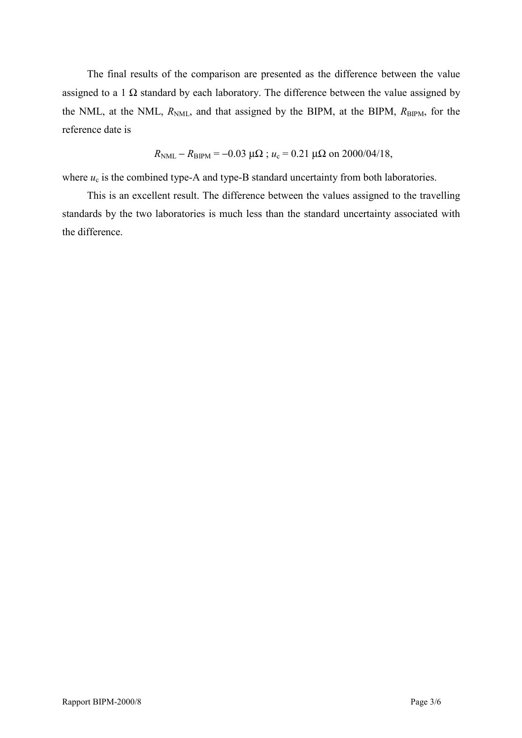The final results of the comparison are presented as the difference between the value assigned to a 1 Ω standard by each laboratory. The difference between the value assigned by the NML, at the NML, $R_{\mathrm{NML}}$, and that assigned by the BIPM, at the BIPM, $R_{\mathrm{BIPM}}$, for the reference date is

$$R_{\mathrm{NML}} - R_{\mathrm{BIPM}} = -0.03\ \mu\Omega\ ;\ u_{\mathrm{c}} = 0.21\ \mu\Omega \text{ on } 2000/04/18,$$

where $u_{\mathrm{c}}$ is the combined type-A and type-B standard uncertainty from both laboratories.

This is an excellent result. The difference between the values assigned to the travelling standards by the two laboratories is much less than the standard uncertainty associated with the difference.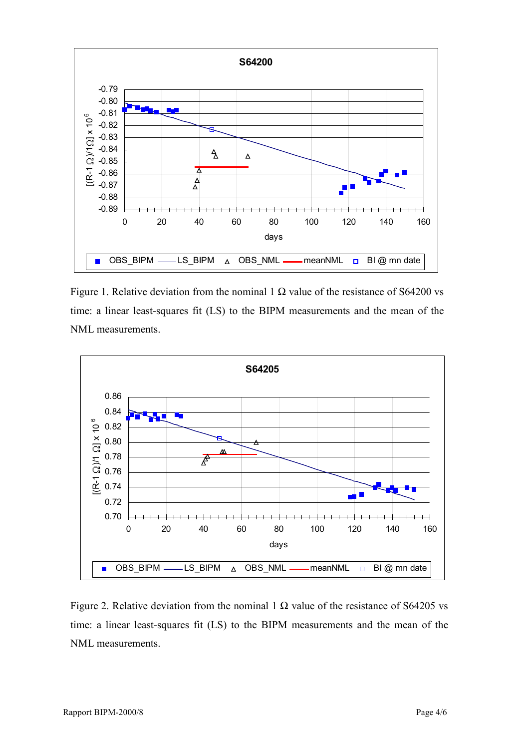Figure 1. Relative deviation from the nominal 1 Ω value of the resistance of S64200 vs time: a linear least-squares fit (LS) to the BIPM measurements and the mean of the NML measurements.

Figure 2. Relative deviation from the nominal 1 Ω value of the resistance of S64205 vs time: a linear least-squares fit (LS) to the BIPM measurements and the mean of the NML measurements.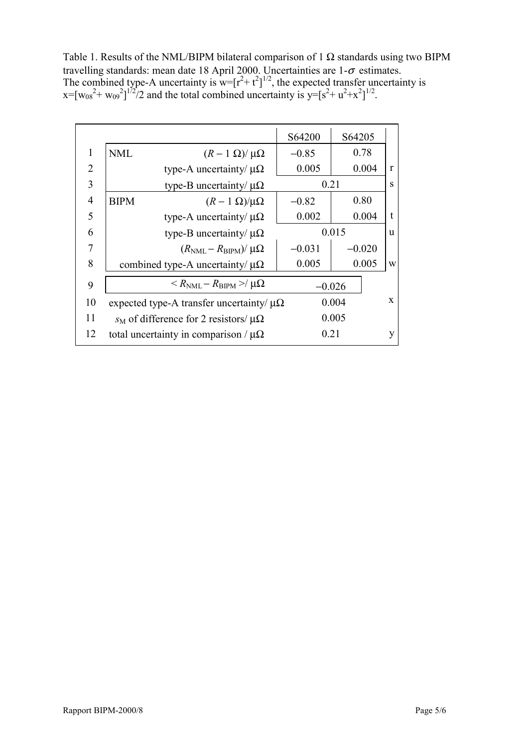Table 1. Results of the NML/BIPM bilateral comparison of 1 Ω standards using two BIPM travelling standards: mean date 18 April 2000. Uncertainties are 1-$\sigma$ estimates. The combined type-A uncertainty is $w=[r^2+t^2]^{1/2}$, the expected transfer uncertainty is $x=[w_{08}^2+w_{09}^2]^{1/2}/2$ and the total combined uncertainty is $y=[s^2+u^2+x^2]^{1/2}$.

| | | | S64200 | S64205 | |
|---|---|---|---|---|---|
| 1 | NML | $(R-1\ \Omega)/\ \mu\Omega$ | −0.85 | 0.78 | |
| 2 | | type-A uncertainty/ μΩ | 0.005 | 0.004 | r |
| 3 | | type-B uncertainty/ μΩ | 0.21 | | s |
| 4 | BIPM | $(R-1\ \Omega)/\mu\Omega$ | −0.82 | 0.80 | |
| 5 | | type-A uncertainty/ μΩ | 0.002 | 0.004 | t |
| 6 | | type-B uncertainty/ μΩ | 0.015 | | u |
| 7 | | $(R_{\mathrm{NML}}-R_{\mathrm{BIPM}})/\ \mu\Omega$ | −0.031 | −0.020 | |
| 8 | | combined type-A uncertainty/ μΩ | 0.005 | 0.005 | w |
| 9 | | $<R_{\mathrm{NML}}-R_{\mathrm{BIPM}}>/\ \mu\Omega$ | −0.026 | | |
| 10 | | expected type-A transfer uncertainty/ μΩ | 0.004 | | x |
| 11 | | $s_{\mathrm{M}}$ of difference for 2 resistors/ μΩ | 0.005 | | |
| 12 | | total uncertainty in comparison / μΩ | 0.21 | | y |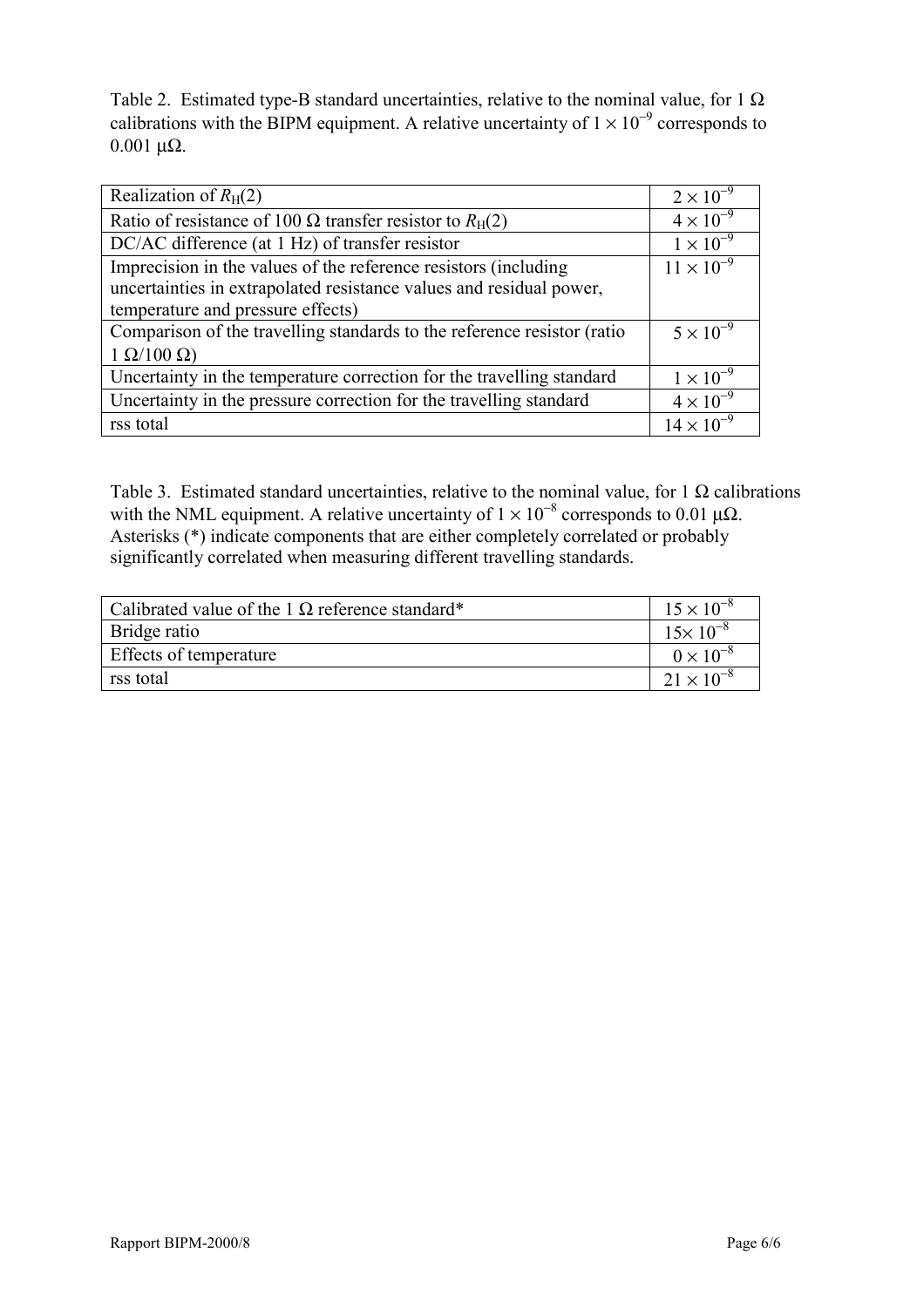Table 2. Estimated type-B standard uncertainties, relative to the nominal value, for 1 Ω calibrations with the BIPM equipment. A relative uncertainty of $1 \times 10^{-9}$ corresponds to 0.001 μΩ.

| | |
|---|---|
| Realization of $R_H(2)$ | $2 \times 10^{-9}$ |
| Ratio of resistance of 100 Ω transfer resistor to $R_H(2)$ | $4 \times 10^{-9}$ |
| DC/AC difference (at 1 Hz) of transfer resistor | $1 \times 10^{-9}$ |
| Imprecision in the values of the reference resistors (including uncertainties in extrapolated resistance values and residual power, temperature and pressure effects) | $11 \times 10^{-9}$ |
| Comparison of the travelling standards to the reference resistor (ratio 1 Ω/100 Ω) | $5 \times 10^{-9}$ |
| Uncertainty in the temperature correction for the travelling standard | $1 \times 10^{-9}$ |
| Uncertainty in the pressure correction for the travelling standard | $4 \times 10^{-9}$ |
| rss total | $14 \times 10^{-9}$ |

Table 3. Estimated standard uncertainties, relative to the nominal value, for 1 Ω calibrations with the NML equipment. A relative uncertainty of $1 \times 10^{-8}$ corresponds to 0.01 μΩ. Asterisks (*) indicate components that are either completely correlated or probably significantly correlated when measuring different travelling standards.

| | |
|---|---|
| Calibrated value of the 1 Ω reference standard* | $15 \times 10^{-8}$ |
| Bridge ratio | $15 \times 10^{-8}$ |
| Effects of temperature | $0 \times 10^{-8}$ |
| rss total | $21 \times 10^{-8}$ |